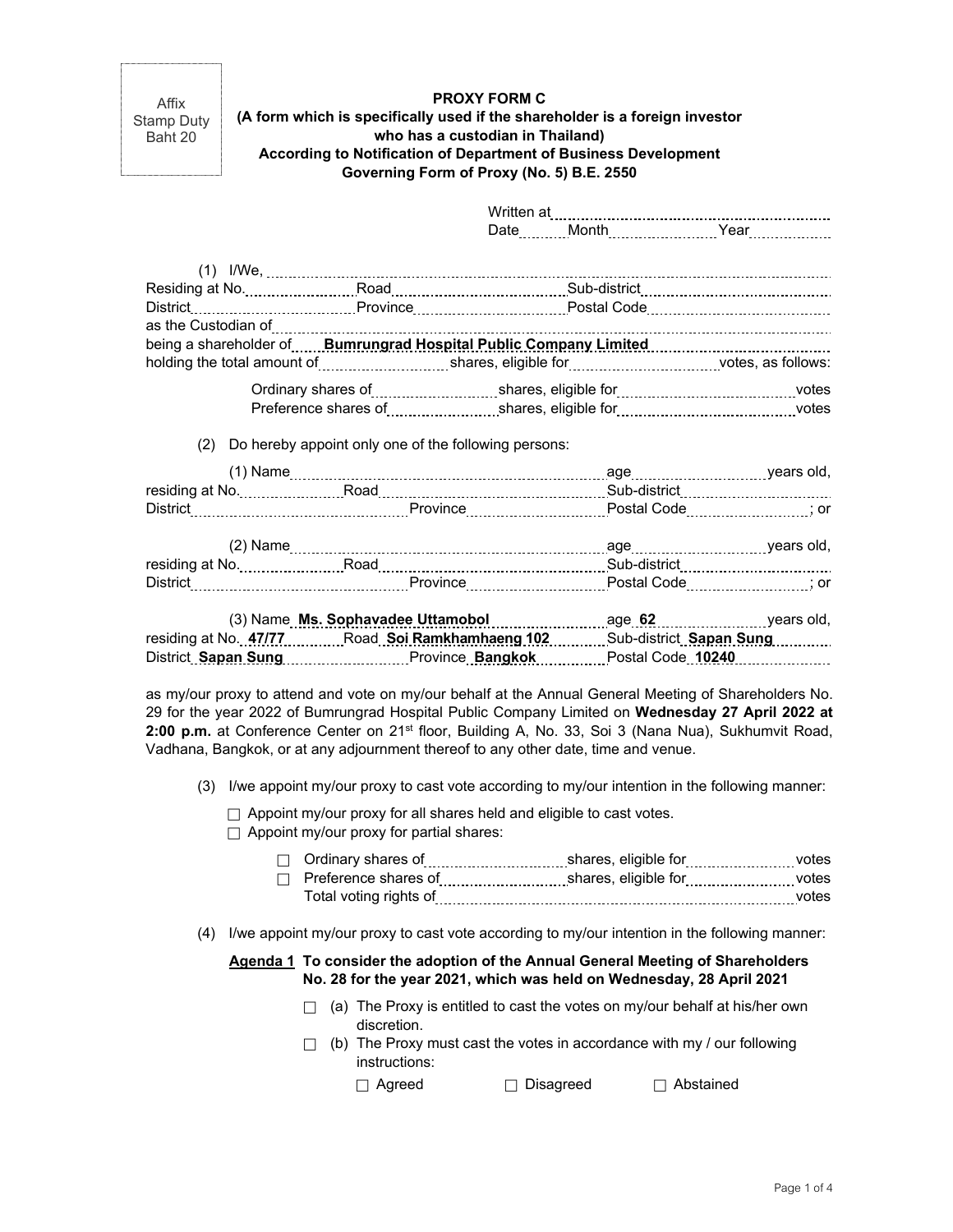Affix Stamp Duty Baht 20

**PROXY FORM C**
**(A form which is specifically used if the shareholder is a foreign investor who has a custodian in Thailand)**
**According to Notification of Department of Business Development Governing Form of Proxy (No. 5) B.E. 2550**

Written at ..........................................
Date........ Month.................. Year..............

(1) I/We, ..........................................................................................
Residing at No.................... Road.............................. Sub-district..............................
District.............................. Province.............................. Postal Code..............................
as the Custodian of..........................................................................................
being a shareholder of **Bumrungrad Hospital Public Company Limited**
holding the total amount of.................... shares, eligible for.................... votes, as follows:

Ordinary shares of.................... shares, eligible for.............................. votes
Preference shares of.................... shares, eligible for.............................. votes

(2) Do hereby appoint only one of the following persons:

(1) Name.............................................................. age.................... years old,
residing at No.................... Road.............................. Sub-district..............................
District.............................. Province.............................. Postal Code....................; or

(2) Name.............................................................. age.................... years old,
residing at No.................... Road.............................. Sub-district..............................
District.............................. Province.............................. Postal Code....................; or

(3) Name **Ms. Sophavadee Uttamobol** age **62** years old,
residing at No. **47/77** Road **Soi Ramkhamhaeng 102** Sub-district **Sapan Sung**
District **Sapan Sung** Province **Bangkok** Postal Code **10240**

as my/our proxy to attend and vote on my/our behalf at the Annual General Meeting of Shareholders No. 29 for the year 2022 of Bumrungrad Hospital Public Company Limited on **Wednesday 27 April 2022 at 2:00 p.m.** at Conference Center on 21st floor, Building A, No. 33, Soi 3 (Nana Nua), Sukhumvit Road, Vadhana, Bangkok, or at any adjournment thereof to any other date, time and venue.

(3) I/we appoint my/our proxy to cast vote according to my/our intention in the following manner:

☐ Appoint my/our proxy for all shares held and eligible to cast votes.
☐ Appoint my/our proxy for partial shares:

☐ Ordinary shares of.................... shares, eligible for.................... votes
☐ Preference shares of.................... shares, eligible for.................... votes
Total voting rights of.............................................................. votes

(4) I/we appoint my/our proxy to cast vote according to my/our intention in the following manner:

**Agenda 1 To consider the adoption of the Annual General Meeting of Shareholders No. 28 for the year 2021, which was held on Wednesday, 28 April 2021**

☐ (a) The Proxy is entitled to cast the votes on my/our behalf at his/her own discretion.
☐ (b) The Proxy must cast the votes in accordance with my / our following instructions:

☐ Agreed ☐ Disagreed ☐ Abstained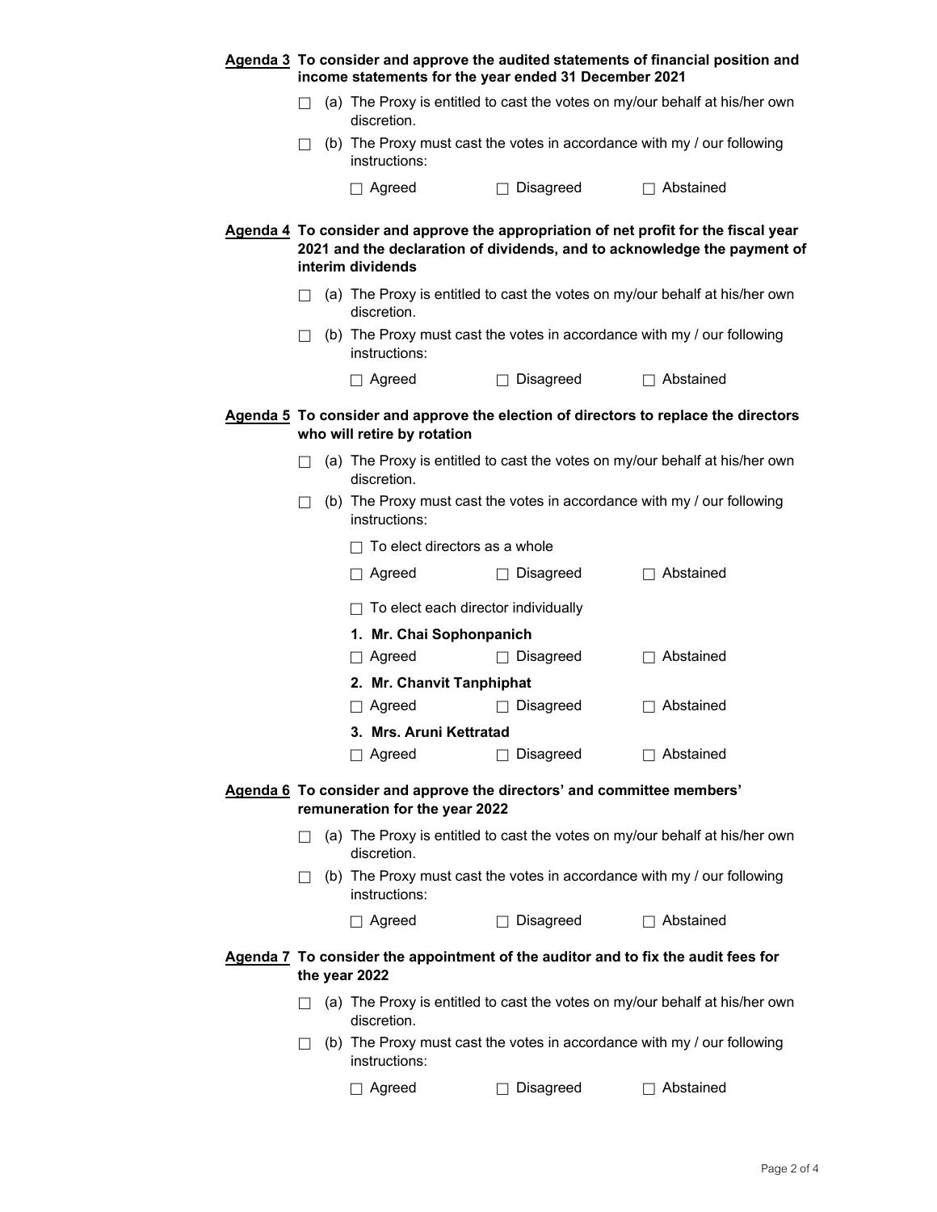**Agenda 3 To consider and approve the audited statements of financial position and income statements for the year ended 31 December 2021**

☐ (a) The Proxy is entitled to cast the votes on my/our behalf at his/her own discretion.

☐ (b) The Proxy must cast the votes in accordance with my / our following instructions:

☐ Agreed ☐ Disagreed ☐ Abstained

**Agenda 4 To consider and approve the appropriation of net profit for the fiscal year 2021 and the declaration of dividends, and to acknowledge the payment of interim dividends**

☐ (a) The Proxy is entitled to cast the votes on my/our behalf at his/her own discretion.

☐ (b) The Proxy must cast the votes in accordance with my / our following instructions:

☐ Agreed ☐ Disagreed ☐ Abstained

**Agenda 5 To consider and approve the election of directors to replace the directors who will retire by rotation**

☐ (a) The Proxy is entitled to cast the votes on my/our behalf at his/her own discretion.

☐ (b) The Proxy must cast the votes in accordance with my / our following instructions:

☐ To elect directors as a whole

☐ Agreed ☐ Disagreed ☐ Abstained

☐ To elect each director individually

**1. Mr. Chai Sophonpanich**

☐ Agreed ☐ Disagreed ☐ Abstained

**2. Mr. Chanvit Tanphiphat**

☐ Agreed ☐ Disagreed ☐ Abstained

**3. Mrs. Aruni Kettratad**

☐ Agreed ☐ Disagreed ☐ Abstained

**Agenda 6 To consider and approve the directors' and committee members' remuneration for the year 2022**

☐ (a) The Proxy is entitled to cast the votes on my/our behalf at his/her own discretion.

☐ (b) The Proxy must cast the votes in accordance with my / our following instructions:

☐ Agreed ☐ Disagreed ☐ Abstained

**Agenda 7 To consider the appointment of the auditor and to fix the audit fees for the year 2022**

☐ (a) The Proxy is entitled to cast the votes on my/our behalf at his/her own discretion.

☐ (b) The Proxy must cast the votes in accordance with my / our following instructions:

☐ Agreed ☐ Disagreed ☐ Abstained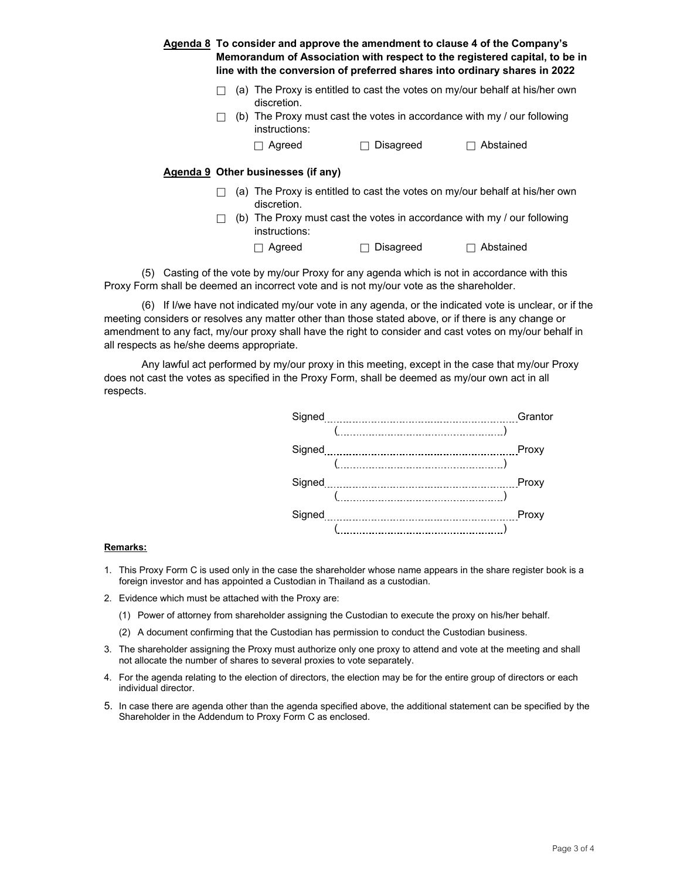**Agenda 8** **To consider and approve the amendment to clause 4 of the Company's Memorandum of Association with respect to the registered capital, to be in line with the conversion of preferred shares into ordinary shares in 2022**

☐ (a) The Proxy is entitled to cast the votes on my/our behalf at his/her own discretion.

☐ (b) The Proxy must cast the votes in accordance with my / our following instructions:

☐ Agreed ☐ Disagreed ☐ Abstained

**Agenda 9** **Other businesses (if any)**

☐ (a) The Proxy is entitled to cast the votes on my/our behalf at his/her own discretion.

☐ (b) The Proxy must cast the votes in accordance with my / our following instructions:

☐ Agreed ☐ Disagreed ☐ Abstained

(5) Casting of the vote by my/our Proxy for any agenda which is not in accordance with this Proxy Form shall be deemed an incorrect vote and is not my/our vote as the shareholder.

(6) If I/we have not indicated my/our vote in any agenda, or the indicated vote is unclear, or if the meeting considers or resolves any matter other than those stated above, or if there is any change or amendment to any fact, my/our proxy shall have the right to consider and cast votes on my/our behalf in all respects as he/she deems appropriate.

Any lawful act performed by my/our proxy in this meeting, except in the case that my/our Proxy does not cast the votes as specified in the Proxy Form, shall be deemed as my/our own act in all respects.

Signed..................................................Grantor
(..................................................)

Signed..................................................Proxy
(..................................................)

Signed..................................................Proxy
(..................................................)

Signed..................................................Proxy
(..................................................)

**Remarks:**

1. This Proxy Form C is used only in the case the shareholder whose name appears in the share register book is a foreign investor and has appointed a Custodian in Thailand as a custodian.
2. Evidence which must be attached with the Proxy are:
   (1) Power of attorney from shareholder assigning the Custodian to execute the proxy on his/her behalf.
   (2) A document confirming that the Custodian has permission to conduct the Custodian business.
3. The shareholder assigning the Proxy must authorize only one proxy to attend and vote at the meeting and shall not allocate the number of shares to several proxies to vote separately.
4. For the agenda relating to the election of directors, the election may be for the entire group of directors or each individual director.
5. In case there are agenda other than the agenda specified above, the additional statement can be specified by the Shareholder in the Addendum to Proxy Form C as enclosed.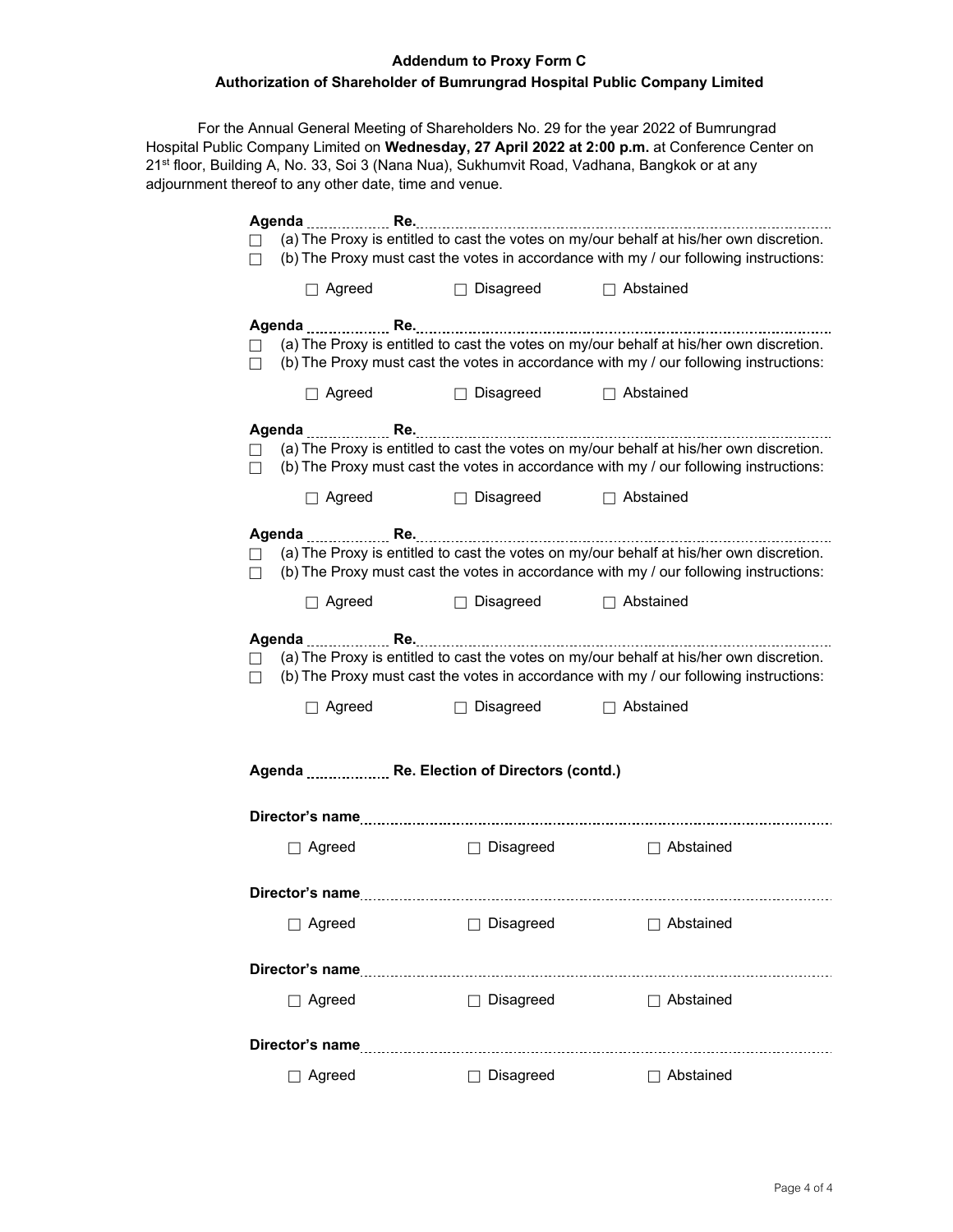**Addendum to Proxy Form C**

**Authorization of Shareholder of Bumrungrad Hospital Public Company Limited**

For the Annual General Meeting of Shareholders No. 29 for the year 2022 of Bumrungrad Hospital Public Company Limited on **Wednesday, 27 April 2022 at 2:00 p.m.** at Conference Center on 21st floor, Building A, No. 33, Soi 3 (Nana Nua), Sukhumvit Road, Vadhana, Bangkok or at any adjournment thereof to any other date, time and venue.

**Agenda .................. Re.** ..........................................................................................

☐ (a) The Proxy is entitled to cast the votes on my/our behalf at his/her own discretion.

☐ (b) The Proxy must cast the votes in accordance with my / our following instructions:

☐ Agreed ☐ Disagreed ☐ Abstained

**Agenda .................. Re.** ..........................................................................................

☐ (a) The Proxy is entitled to cast the votes on my/our behalf at his/her own discretion.

☐ (b) The Proxy must cast the votes in accordance with my / our following instructions:

☐ Agreed ☐ Disagreed ☐ Abstained

**Agenda .................. Re.** ..........................................................................................

☐ (a) The Proxy is entitled to cast the votes on my/our behalf at his/her own discretion.

☐ (b) The Proxy must cast the votes in accordance with my / our following instructions:

☐ Agreed ☐ Disagreed ☐ Abstained

**Agenda .................. Re.** ..........................................................................................

☐ (a) The Proxy is entitled to cast the votes on my/our behalf at his/her own discretion.

☐ (b) The Proxy must cast the votes in accordance with my / our following instructions:

☐ Agreed ☐ Disagreed ☐ Abstained

**Agenda .................. Re.** ..........................................................................................

☐ (a) The Proxy is entitled to cast the votes on my/our behalf at his/her own discretion.

☐ (b) The Proxy must cast the votes in accordance with my / our following instructions:

☐ Agreed ☐ Disagreed ☐ Abstained

**Agenda .................. Re. Election of Directors (contd.)**

**Director's name** ..........................................................................................

☐ Agreed ☐ Disagreed ☐ Abstained

**Director's name** ..........................................................................................

☐ Agreed ☐ Disagreed ☐ Abstained

**Director's name** ..........................................................................................

☐ Agreed ☐ Disagreed ☐ Abstained

**Director's name** ..........................................................................................

☐ Agreed ☐ Disagreed ☐ Abstained